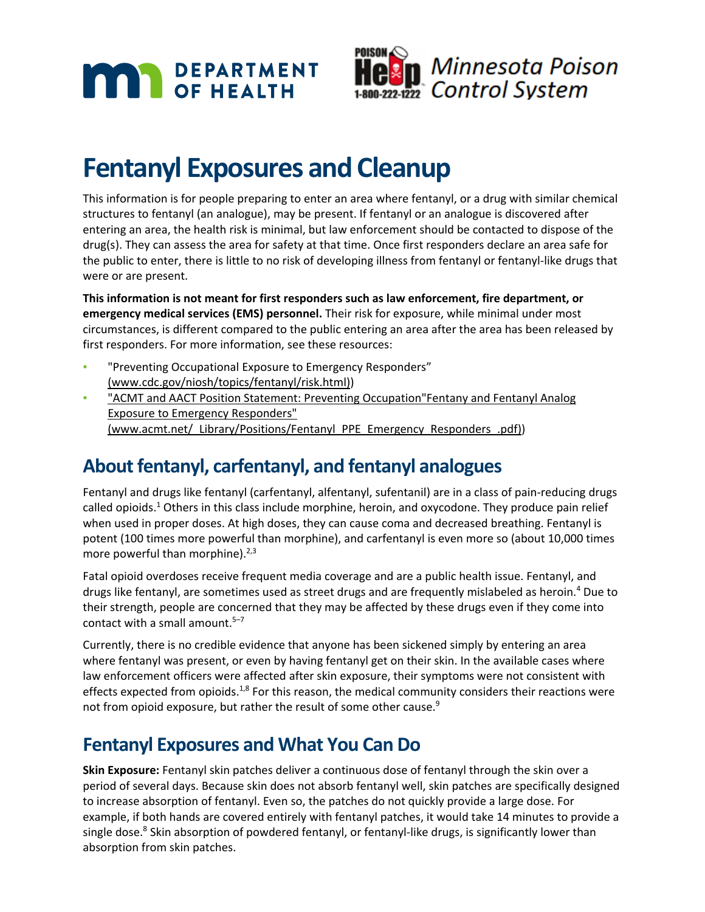MN DEPARTMENT OF HEALTH

POISON Help 1-800-222-1222 Minnesota Poison Control System

# Fentanyl Exposures and Cleanup

This information is for people preparing to enter an area where fentanyl, or a drug with similar chemical structures to fentanyl (an analogue), may be present. If fentanyl or an analogue is discovered after entering an area, the health risk is minimal, but law enforcement should be contacted to dispose of the drug(s). They can assess the area for safety at that time. Once first responders declare an area safe for the public to enter, there is little to no risk of developing illness from fentanyl or fentanyl-like drugs that were or are present.

**This information is not meant for first responders such as law enforcement, fire department, or emergency medical services (EMS) personnel.** Their risk for exposure, while minimal under most circumstances, is different compared to the public entering an area after the area has been released by first responders. For more information, see these resources:

- "Preventing Occupational Exposure to Emergency Responders" (www.cdc.gov/niosh/topics/fentanyl/risk.html))
- "ACMT and AACT Position Statement: Preventing Occupation"Fentany and Fentanyl Analog Exposure to Emergency Responders" (www.acmt.net/_Library/Positions/Fentanyl_PPE_Emergency_Responders_.pdf))

## About fentanyl, carfentanyl, and fentanyl analogues

Fentanyl and drugs like fentanyl (carfentanyl, alfentanyl, sufentanil) are in a class of pain-reducing drugs called opioids.[1] Others in this class include morphine, heroin, and oxycodone. They produce pain relief when used in proper doses. At high doses, they can cause coma and decreased breathing. Fentanyl is potent (100 times more powerful than morphine), and carfentanyl is even more so (about 10,000 times more powerful than morphine).[2,3]

Fatal opioid overdoses receive frequent media coverage and are a public health issue. Fentanyl, and drugs like fentanyl, are sometimes used as street drugs and are frequently mislabeled as heroin.[4] Due to their strength, people are concerned that they may be affected by these drugs even if they come into contact with a small amount.[5–7]

Currently, there is no credible evidence that anyone has been sickened simply by entering an area where fentanyl was present, or even by having fentanyl get on their skin. In the available cases where law enforcement officers were affected after skin exposure, their symptoms were not consistent with effects expected from opioids.[1,8] For this reason, the medical community considers their reactions were not from opioid exposure, but rather the result of some other cause.[9]

## Fentanyl Exposures and What You Can Do

**Skin Exposure:** Fentanyl skin patches deliver a continuous dose of fentanyl through the skin over a period of several days. Because skin does not absorb fentanyl well, skin patches are specifically designed to increase absorption of fentanyl. Even so, the patches do not quickly provide a large dose. For example, if both hands are covered entirely with fentanyl patches, it would take 14 minutes to provide a single dose.[8] Skin absorption of powdered fentanyl, or fentanyl-like drugs, is significantly lower than absorption from skin patches.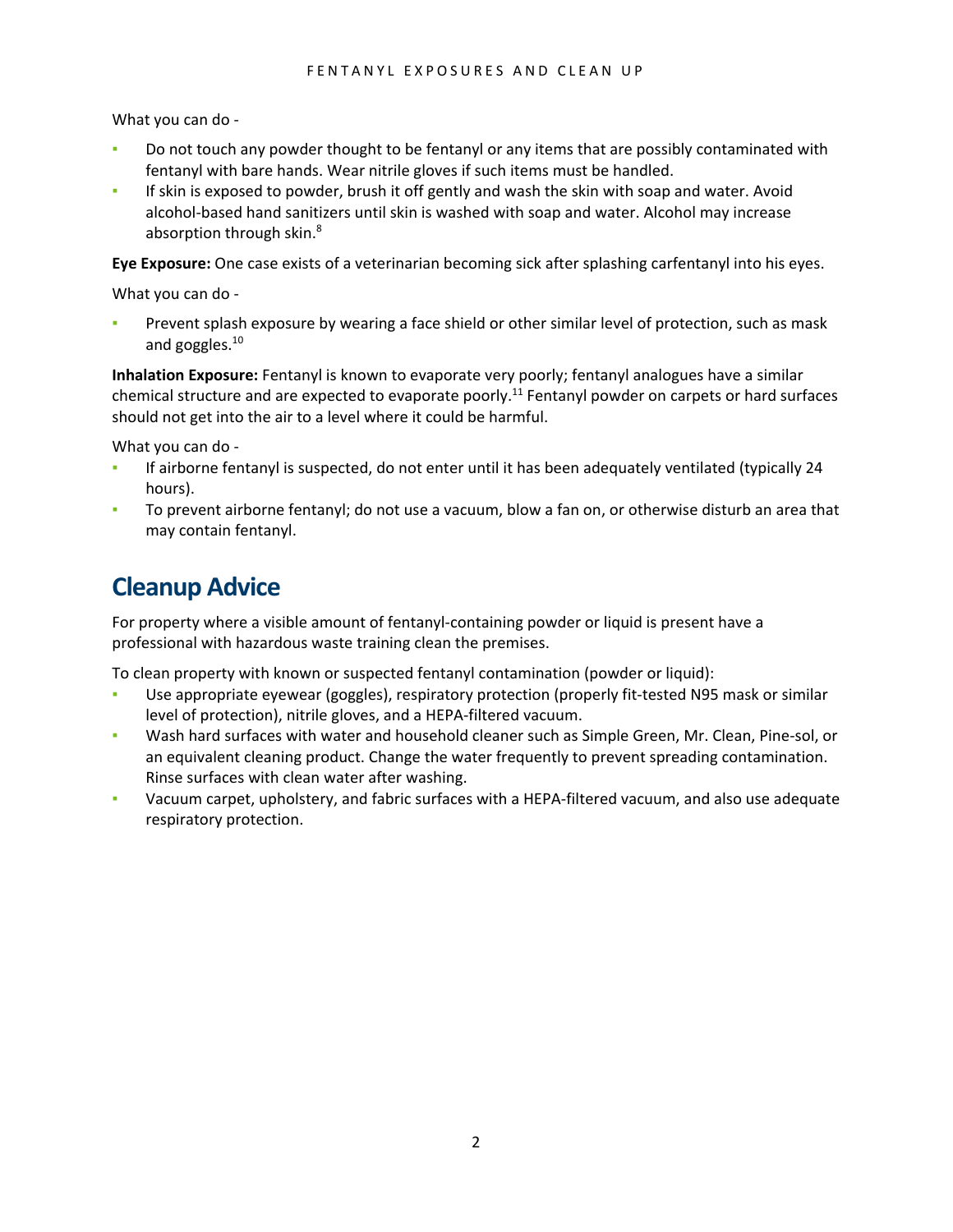What you can do -

- Do not touch any powder thought to be fentanyl or any items that are possibly contaminated with fentanyl with bare hands. Wear nitrile gloves if such items must be handled.
- If skin is exposed to powder, brush it off gently and wash the skin with soap and water. Avoid alcohol-based hand sanitizers until skin is washed with soap and water. Alcohol may increase absorption through skin.[8]

**Eye Exposure:** One case exists of a veterinarian becoming sick after splashing carfentanyl into his eyes.

What you can do -

- Prevent splash exposure by wearing a face shield or other similar level of protection, such as mask and goggles.[10]

**Inhalation Exposure:** Fentanyl is known to evaporate very poorly; fentanyl analogues have a similar chemical structure and are expected to evaporate poorly.[11] Fentanyl powder on carpets or hard surfaces should not get into the air to a level where it could be harmful.

What you can do -

- If airborne fentanyl is suspected, do not enter until it has been adequately ventilated (typically 24 hours).
- To prevent airborne fentanyl; do not use a vacuum, blow a fan on, or otherwise disturb an area that may contain fentanyl.

## Cleanup Advice

For property where a visible amount of fentanyl-containing powder or liquid is present have a professional with hazardous waste training clean the premises.

To clean property with known or suspected fentanyl contamination (powder or liquid):

- Use appropriate eyewear (goggles), respiratory protection (properly fit-tested N95 mask or similar level of protection), nitrile gloves, and a HEPA-filtered vacuum.
- Wash hard surfaces with water and household cleaner such as Simple Green, Mr. Clean, Pine-sol, or an equivalent cleaning product. Change the water frequently to prevent spreading contamination. Rinse surfaces with clean water after washing.
- Vacuum carpet, upholstery, and fabric surfaces with a HEPA-filtered vacuum, and also use adequate respiratory protection.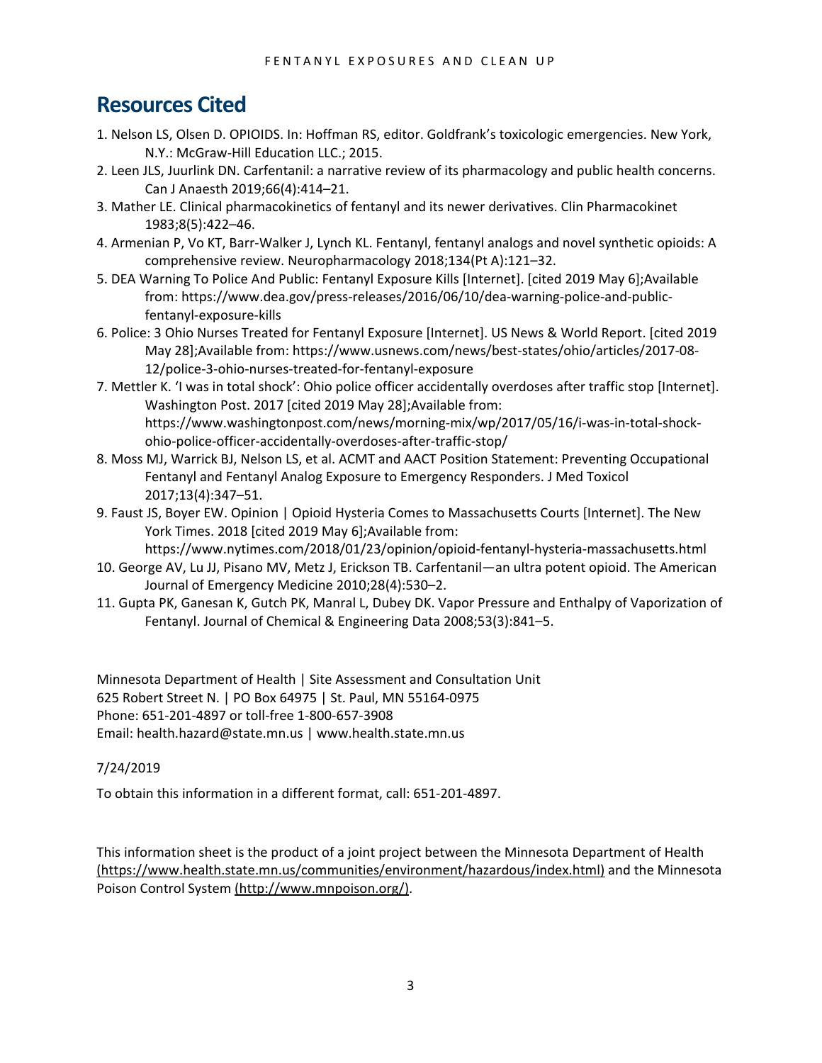## Resources Cited

1. Nelson LS, Olsen D. OPIOIDS. In: Hoffman RS, editor. Goldfrank's toxicologic emergencies. New York, N.Y.: McGraw-Hill Education LLC.; 2015.
2. Leen JLS, Juurlink DN. Carfentanil: a narrative review of its pharmacology and public health concerns. Can J Anaesth 2019;66(4):414–21.
3. Mather LE. Clinical pharmacokinetics of fentanyl and its newer derivatives. Clin Pharmacokinet 1983;8(5):422–46.
4. Armenian P, Vo KT, Barr-Walker J, Lynch KL. Fentanyl, fentanyl analogs and novel synthetic opioids: A comprehensive review. Neuropharmacology 2018;134(Pt A):121–32.
5. DEA Warning To Police And Public: Fentanyl Exposure Kills [Internet]. [cited 2019 May 6];Available from: https://www.dea.gov/press-releases/2016/06/10/dea-warning-police-and-public-fentanyl-exposure-kills
6. Police: 3 Ohio Nurses Treated for Fentanyl Exposure [Internet]. US News & World Report. [cited 2019 May 28];Available from: https://www.usnews.com/news/best-states/ohio/articles/2017-08-12/police-3-ohio-nurses-treated-for-fentanyl-exposure
7. Mettler K. 'I was in total shock': Ohio police officer accidentally overdoses after traffic stop [Internet]. Washington Post. 2017 [cited 2019 May 28];Available from: https://www.washingtonpost.com/news/morning-mix/wp/2017/05/16/i-was-in-total-shock-ohio-police-officer-accidentally-overdoses-after-traffic-stop/
8. Moss MJ, Warrick BJ, Nelson LS, et al. ACMT and AACT Position Statement: Preventing Occupational Fentanyl and Fentanyl Analog Exposure to Emergency Responders. J Med Toxicol 2017;13(4):347–51.
9. Faust JS, Boyer EW. Opinion | Opioid Hysteria Comes to Massachusetts Courts [Internet]. The New York Times. 2018 [cited 2019 May 6];Available from: https://www.nytimes.com/2018/01/23/opinion/opioid-fentanyl-hysteria-massachusetts.html
10. George AV, Lu JJ, Pisano MV, Metz J, Erickson TB. Carfentanil—an ultra potent opioid. The American Journal of Emergency Medicine 2010;28(4):530–2.
11. Gupta PK, Ganesan K, Gutch PK, Manral L, Dubey DK. Vapor Pressure and Enthalpy of Vaporization of Fentanyl. Journal of Chemical & Engineering Data 2008;53(3):841–5.

Minnesota Department of Health | Site Assessment and Consultation Unit
625 Robert Street N. | PO Box 64975 | St. Paul, MN 55164-0975
Phone: 651-201-4897 or toll-free 1-800-657-3908
Email: health.hazard@state.mn.us | www.health.state.mn.us

7/24/2019

To obtain this information in a different format, call: 651-201-4897.

This information sheet is the product of a joint project between the Minnesota Department of Health (https://www.health.state.mn.us/communities/environment/hazardous/index.html) and the Minnesota Poison Control System (http://www.mnpoison.org/).